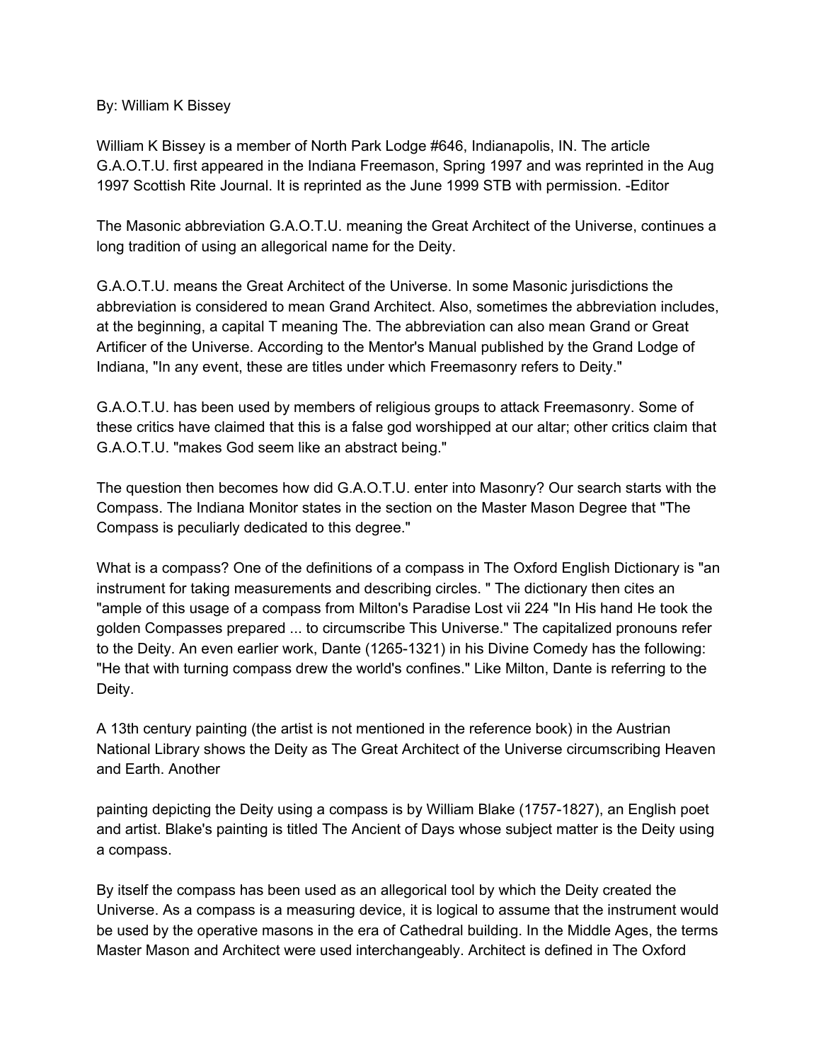By: William K Bissey

William K Bissey is a member of North Park Lodge #646, Indianapolis, IN. The article G.A.O.T.U. first appeared in the Indiana Freemason, Spring 1997 and was reprinted in the Aug 1997 Scottish Rite Journal. It is reprinted as the June 1999 STB with permission. -Editor

The Masonic abbreviation G.A.O.T.U. meaning the Great Architect of the Universe, continues a long tradition of using an allegorical name for the Deity.

G.A.O.T.U. means the Great Architect of the Universe. In some Masonic jurisdictions the abbreviation is considered to mean Grand Architect. Also, sometimes the abbreviation includes, at the beginning, a capital T meaning The. The abbreviation can also mean Grand or Great Artificer of the Universe. According to the Mentor's Manual published by the Grand Lodge of Indiana, "In any event, these are titles under which Freemasonry refers to Deity."

G.A.O.T.U. has been used by members of religious groups to attack Freemasonry. Some of these critics have claimed that this is a false god worshipped at our altar; other critics claim that G.A.O.T.U. "makes God seem like an abstract being."

The question then becomes how did G.A.O.T.U. enter into Masonry? Our search starts with the Compass. The Indiana Monitor states in the section on the Master Mason Degree that "The Compass is peculiarly dedicated to this degree."

What is a compass? One of the definitions of a compass in The Oxford English Dictionary is "an instrument for taking measurements and describing circles. " The dictionary then cites an "ample of this usage of a compass from Milton's Paradise Lost vii 224 "In His hand He took the golden Compasses prepared ... to circumscribe This Universe." The capitalized pronouns refer to the Deity. An even earlier work, Dante (1265-1321) in his Divine Comedy has the following: "He that with turning compass drew the world's confines." Like Milton, Dante is referring to the Deity.

A 13th century painting (the artist is not mentioned in the reference book) in the Austrian National Library shows the Deity as The Great Architect of the Universe circumscribing Heaven and Earth. Another painting depicting the Deity using a compass is by William Blake (1757-1827), an English poet and artist. Blake's painting is titled The Ancient of Days whose subject matter is the Deity using a compass.

By itself the compass has been used as an allegorical tool by which the Deity created the Universe. As a compass is a measuring device, it is logical to assume that the instrument would be used by the operative masons in the era of Cathedral building. In the Middle Ages, the terms Master Mason and Architect were used interchangeably. Architect is defined in The Oxford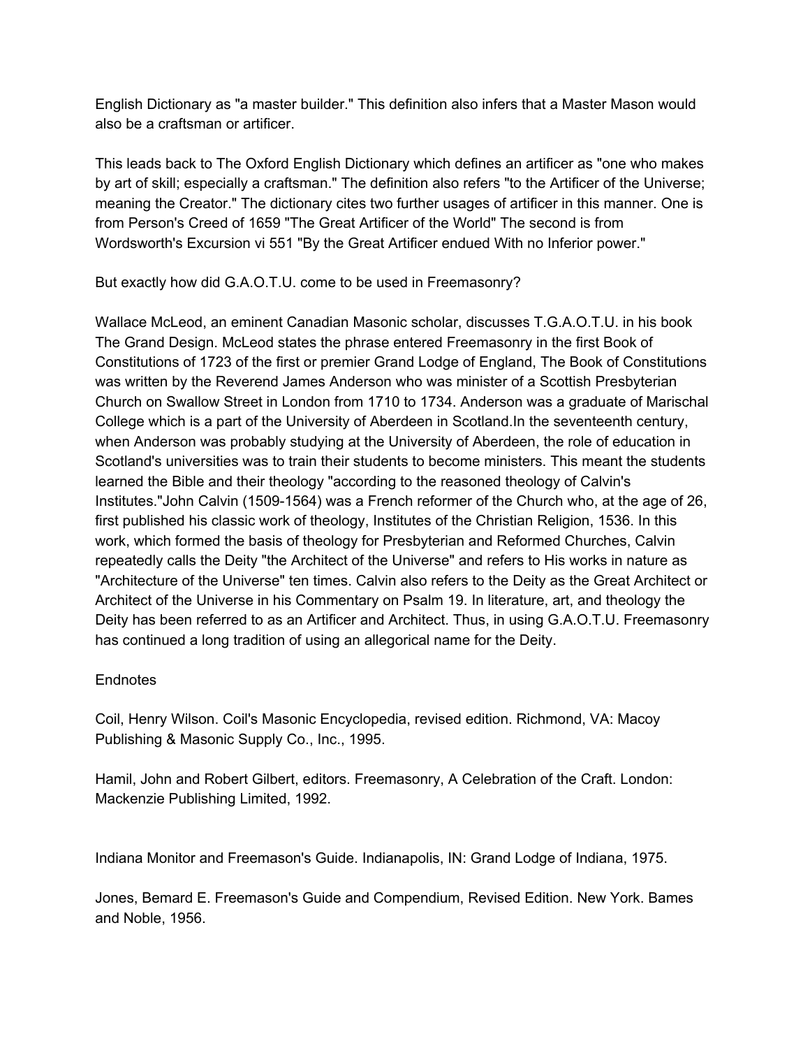English Dictionary as "a master builder." This definition also infers that a Master Mason would also be a craftsman or artificer.

This leads back to The Oxford English Dictionary which defines an artificer as "one who makes by art of skill; especially a craftsman." The definition also refers "to the Artificer of the Universe; meaning the Creator." The dictionary cites two further usages of artificer in this manner. One is from Person's Creed of 1659 "The Great Artificer of the World" The second is from Wordsworth's Excursion vi 551 "By the Great Artificer endued With no Inferior power."

But exactly how did G.A.O.T.U. come to be used in Freemasonry?

Wallace McLeod, an eminent Canadian Masonic scholar, discusses T.G.A.O.T.U. in his book The Grand Design. McLeod states the phrase entered Freemasonry in the first Book of Constitutions of 1723 of the first or premier Grand Lodge of England, The Book of Constitutions was written by the Reverend James Anderson who was minister of a Scottish Presbyterian Church on Swallow Street in London from 1710 to 1734. Anderson was a graduate of Marischal College which is a part of the University of Aberdeen in Scotland.In the seventeenth century, when Anderson was probably studying at the University of Aberdeen, the role of education in Scotland's universities was to train their students to become ministers. This meant the students learned the Bible and their theology "according to the reasoned theology of Calvin's Institutes."John Calvin (1509-1564) was a French reformer of the Church who, at the age of 26, first published his classic work of theology, Institutes of the Christian Religion, 1536. In this work, which formed the basis of theology for Presbyterian and Reformed Churches, Calvin repeatedly calls the Deity "the Architect of the Universe" and refers to His works in nature as "Architecture of the Universe" ten times. Calvin also refers to the Deity as the Great Architect or Architect of the Universe in his Commentary on Psalm 19. In literature, art, and theology the Deity has been referred to as an Artificer and Architect. Thus, in using G.A.O.T.U. Freemasonry has continued a long tradition of using an allegorical name for the Deity.

Endnotes

Coil, Henry Wilson. Coil's Masonic Encyclopedia, revised edition. Richmond, VA: Macoy Publishing & Masonic Supply Co., Inc., 1995.

Hamil, John and Robert Gilbert, editors. Freemasonry, A Celebration of the Craft. London: Mackenzie Publishing Limited, 1992.

Indiana Monitor and Freemason's Guide. Indianapolis, IN: Grand Lodge of Indiana, 1975.

Jones, Bemard E. Freemason's Guide and Compendium, Revised Edition. New York. Bames and Noble, 1956.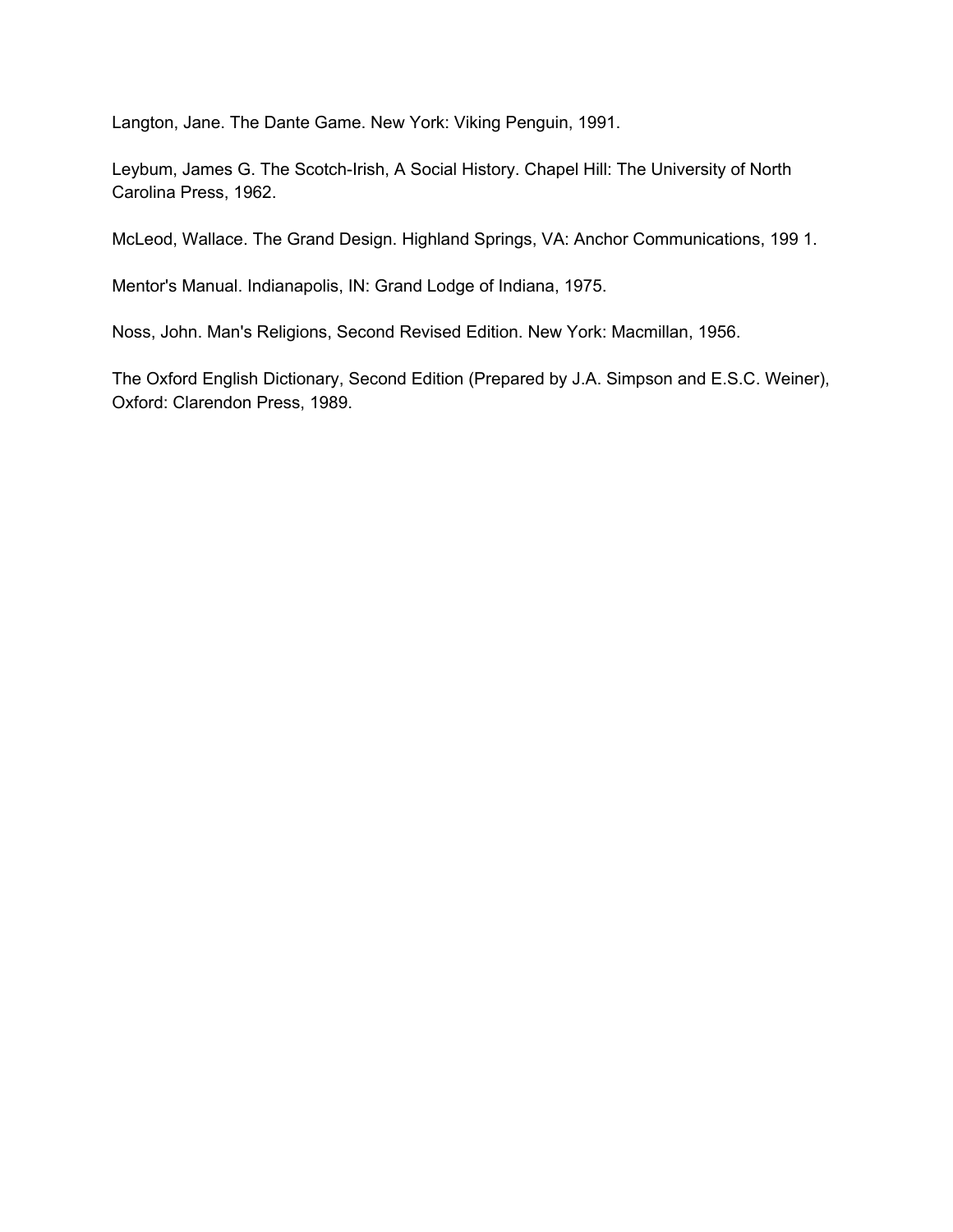Langton, Jane. The Dante Game. New York: Viking Penguin, 1991.

Leybum, James G. The Scotch-Irish, A Social History. Chapel Hill: The University of North Carolina Press, 1962.

McLeod, Wallace. The Grand Design. Highland Springs, VA: Anchor Communications, 199 1.

Mentor's Manual. Indianapolis, IN: Grand Lodge of Indiana, 1975.

Noss, John. Man's Religions, Second Revised Edition. New York: Macmillan, 1956.

The Oxford English Dictionary, Second Edition (Prepared by J.A. Simpson and E.S.C. Weiner), Oxford: Clarendon Press, 1989.